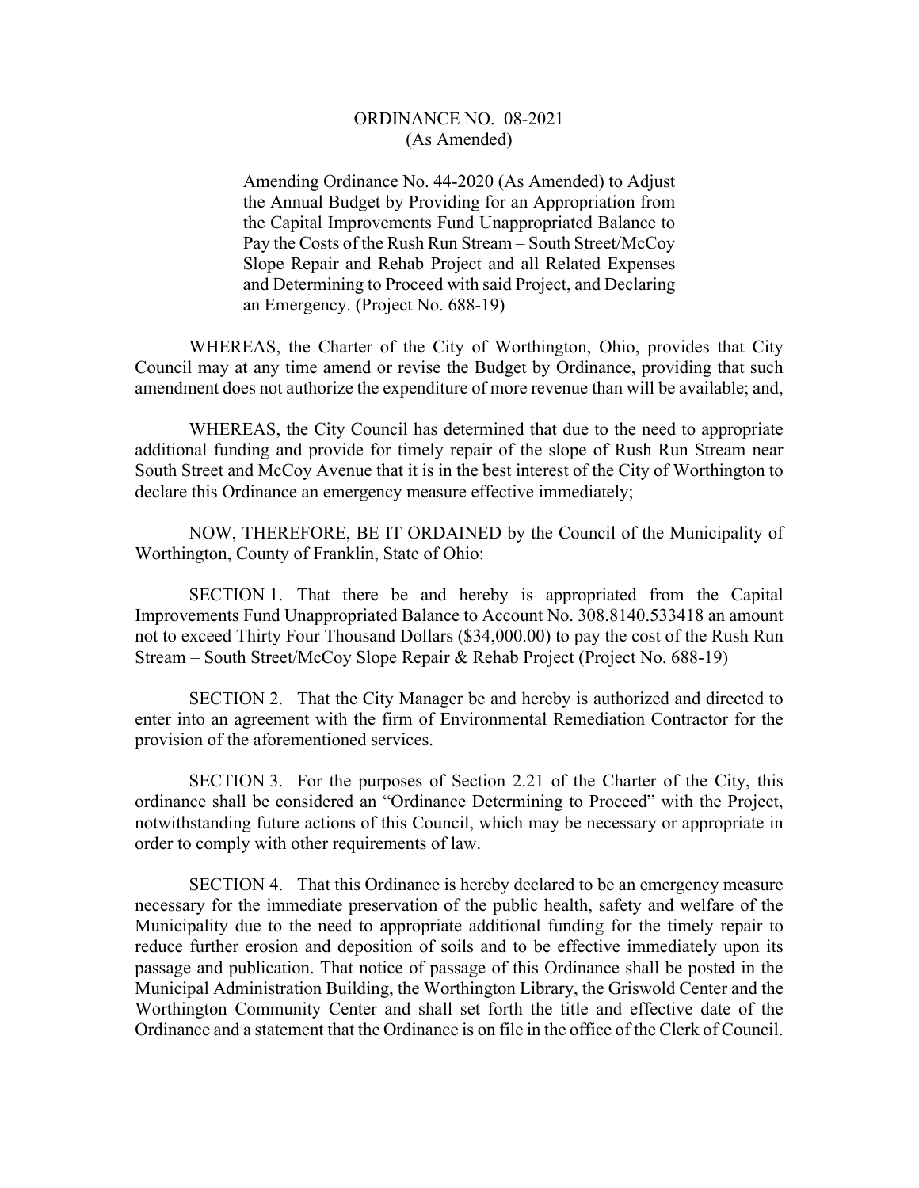# ORDINANCE NO. 08-2021
(As Amended)

Amending Ordinance No. 44-2020 (As Amended) to Adjust the Annual Budget by Providing for an Appropriation from the Capital Improvements Fund Unappropriated Balance to Pay the Costs of the Rush Run Stream – South Street/McCoy Slope Repair and Rehab Project and all Related Expenses and Determining to Proceed with said Project, and Declaring an Emergency. (Project No. 688-19)

WHEREAS, the Charter of the City of Worthington, Ohio, provides that City Council may at any time amend or revise the Budget by Ordinance, providing that such amendment does not authorize the expenditure of more revenue than will be available; and,

WHEREAS, the City Council has determined that due to the need to appropriate additional funding and provide for timely repair of the slope of Rush Run Stream near South Street and McCoy Avenue that it is in the best interest of the City of Worthington to declare this Ordinance an emergency measure effective immediately;

NOW, THEREFORE, BE IT ORDAINED by the Council of the Municipality of Worthington, County of Franklin, State of Ohio:

SECTION 1. That there be and hereby is appropriated from the Capital Improvements Fund Unappropriated Balance to Account No. 308.8140.533418 an amount not to exceed Thirty Four Thousand Dollars ($34,000.00) to pay the cost of the Rush Run Stream – South Street/McCoy Slope Repair & Rehab Project (Project No. 688-19)

SECTION 2. That the City Manager be and hereby is authorized and directed to enter into an agreement with the firm of Environmental Remediation Contractor for the provision of the aforementioned services.

SECTION 3. For the purposes of Section 2.21 of the Charter of the City, this ordinance shall be considered an "Ordinance Determining to Proceed" with the Project, notwithstanding future actions of this Council, which may be necessary or appropriate in order to comply with other requirements of law.

SECTION 4. That this Ordinance is hereby declared to be an emergency measure necessary for the immediate preservation of the public health, safety and welfare of the Municipality due to the need to appropriate additional funding for the timely repair to reduce further erosion and deposition of soils and to be effective immediately upon its passage and publication. That notice of passage of this Ordinance shall be posted in the Municipal Administration Building, the Worthington Library, the Griswold Center and the Worthington Community Center and shall set forth the title and effective date of the Ordinance and a statement that the Ordinance is on file in the office of the Clerk of Council.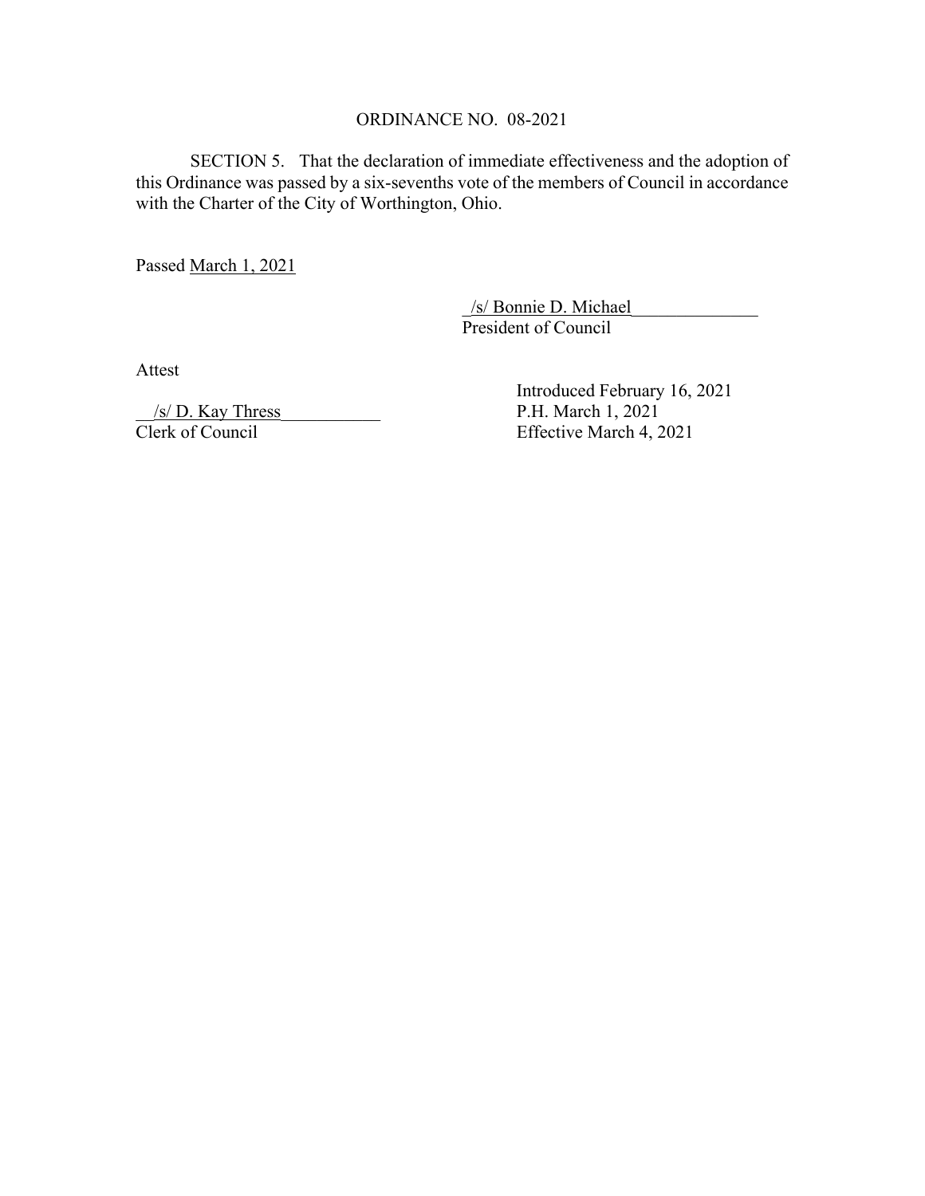ORDINANCE NO. 08-2021

SECTION 5. That the declaration of immediate effectiveness and the adoption of this Ordinance was passed by a six-sevenths vote of the members of Council in accordance with the Charter of the City of Worthington, Ohio.

Passed March 1, 2021

/s/ Bonnie D. Michael
President of Council

Attest

/s/ D. Kay Thress
Clerk of Council

Introduced February 16, 2021
P.H. March 1, 2021
Effective March 4, 2021